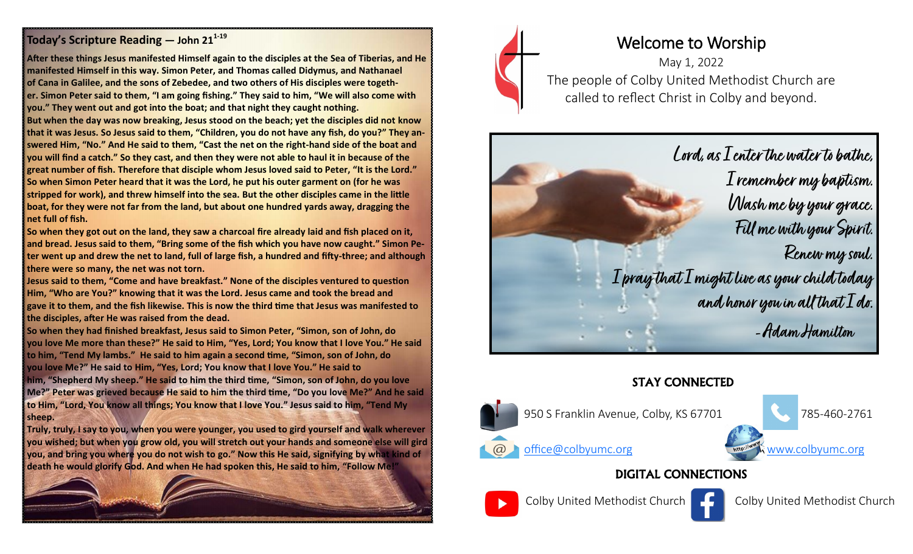## Today's Scripture Reading — John 21[1-19]

**After these things Jesus manifested Himself again to the disciples at the Sea of Tiberias, and He manifested Himself in this way. Simon Peter, and Thomas called Didymus, and Nathanael of Cana in Galilee, and the sons of Zebedee, and two others of His disciples were together. Simon Peter said to them, "I am going fishing." They said to him, "We will also come with you." They went out and got into the boat; and that night they caught nothing.**

**But when the day was now breaking, Jesus stood on the beach; yet the disciples did not know that it was Jesus. So Jesus said to them, "Children, you do not have any fish, do you?" They answered Him, "No." And He said to them, "Cast the net on the right-hand side of the boat and you will find a catch." So they cast, and then they were not able to haul it in because of the great number of fish. Therefore that disciple whom Jesus loved said to Peter, "It is the Lord." So when Simon Peter heard that it was the Lord, he put his outer garment on (for he was stripped for work), and threw himself into the sea. But the other disciples came in the little boat, for they were not far from the land, but about one hundred yards away, dragging the net full of fish.**

**So when they got out on the land, they saw a charcoal fire already laid and fish placed on it, and bread. Jesus said to them, "Bring some of the fish which you have now caught." Simon Peter went up and drew the net to land, full of large fish, a hundred and fifty-three; and although there were so many, the net was not torn.**

**Jesus said to them, "Come and have breakfast." None of the disciples ventured to question Him, "Who are You?" knowing that it was the Lord. Jesus came and took the bread and gave it to them, and the fish likewise. This is now the third time that Jesus was manifested to the disciples, after He was raised from the dead.**

**So when they had finished breakfast, Jesus said to Simon Peter, "Simon, son of John, do you love Me more than these?" He said to Him, "Yes, Lord; You know that I love You." He said to him, "Tend My lambs." He said to him again a second time, "Simon, son of John, do you love Me?" He said to Him, "Yes, Lord; You know that I love You." He said to him, "Shepherd My sheep." He said to him the third time, "Simon, son of John, do you love Me?" Peter was grieved because He said to him the third time, "Do you love Me?" And he said to Him, "Lord, You know all things; You know that I love You." Jesus said to him, "Tend My sheep.**

**Truly, truly, I say to you, when you were younger, you used to gird yourself and walk wherever you wished; but when you grow old, you will stretch out your hands and someone else will gird you, and bring you where you do not wish to go." Now this He said, signifying by what kind of death he would glorify God. And when He had spoken this, He said to him, "Follow Me!"**

# Welcome to Worship

May 1, 2022

The people of Colby United Methodist Church are called to reflect Christ in Colby and beyond.

*Lord, as I enter the water to bathe,*
*I remember my baptism.*
*Wash me by your grace.*
*Fill me with your Spirit.*
*Renew my soul.*
*I pray that I might live as your child today*
*and honor you in all that I do.*
*-Adam Hamilton*

## STAY CONNECTED

950 S Franklin Avenue, Colby, KS 67701

785-460-2761

office@colbyumc.org

www.colbyumc.org

## DIGITAL CONNECTIONS

Colby United Methodist Church

Colby United Methodist Church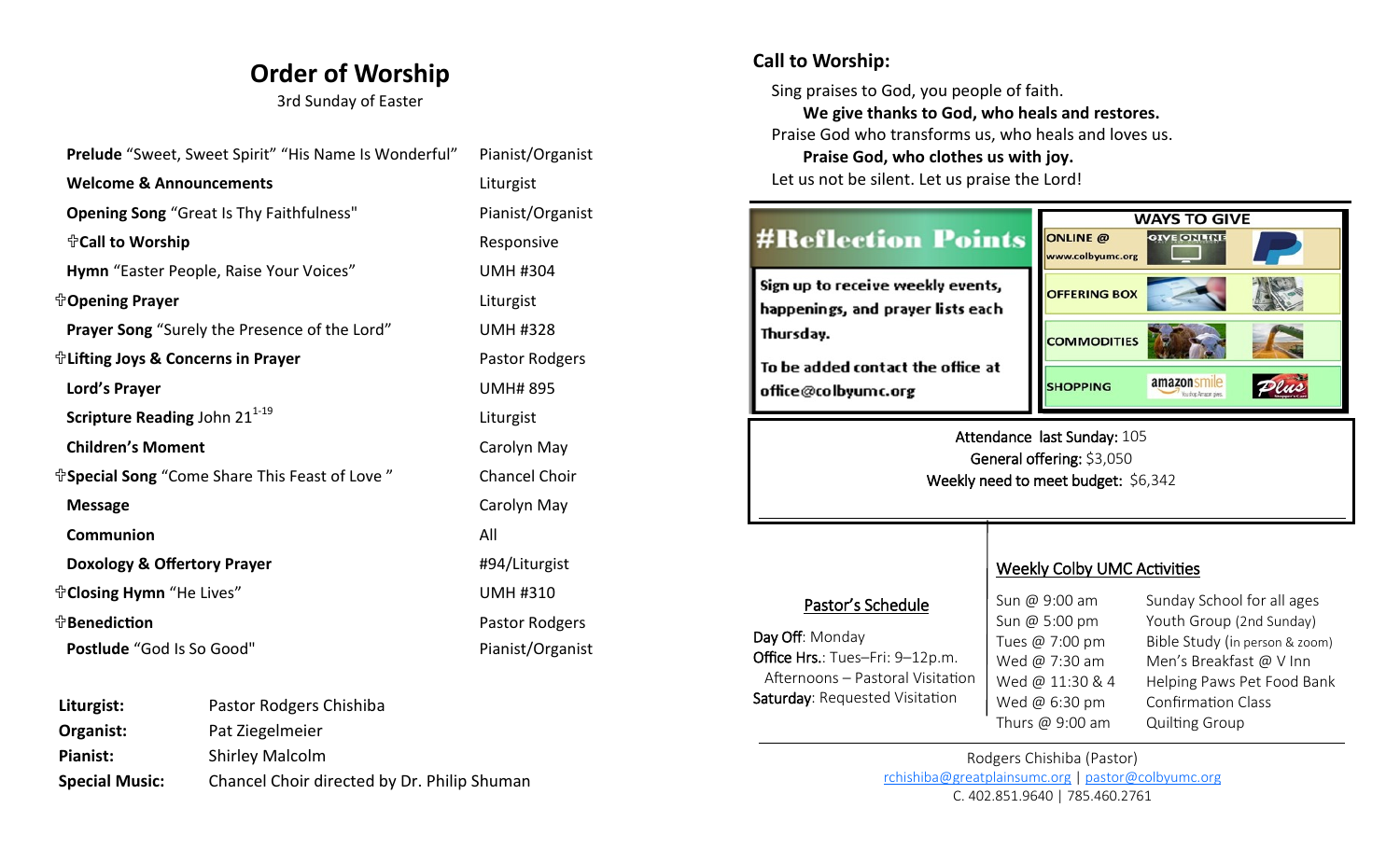# Order of Worship

3rd Sunday of Easter

| | |
|---|---|
| **Prelude** "Sweet, Sweet Spirit" "His Name Is Wonderful" | Pianist/Organist |
| **Welcome & Announcements** | Liturgist |
| **Opening Song** "Great Is Thy Faithfulness" | Pianist/Organist |
| ✞**Call to Worship** | Responsive |
| **Hymn** "Easter People, Raise Your Voices" | UMH #304 |
| ✞**Opening Prayer** | Liturgist |
| **Prayer Song** "Surely the Presence of the Lord" | UMH #328 |
| ✞**Lifting Joys & Concerns in Prayer** | Pastor Rodgers |
| **Lord's Prayer** | UMH# 895 |
| **Scripture Reading** John 21[1-19] | Liturgist |
| **Children's Moment** | Carolyn May |
| ✞**Special Song** "Come Share This Feast of Love " | Chancel Choir |
| **Message** | Carolyn May |
| **Communion** | All |
| **Doxology & Offertory Prayer** | #94/Liturgist |
| ✞**Closing Hymn** "He Lives" | UMH #310 |
| ✞**Benediction** | Pastor Rodgers |
| **Postlude** "God Is So Good" | Pianist/Organist |

| | |
|---|---|
| **Liturgist:** | Pastor Rodgers Chishiba |
| **Organist:** | Pat Ziegelmeier |
| **Pianist:** | Shirley Malcolm |
| **Special Music:** | Chancel Choir directed by Dr. Philip Shuman |

## Call to Worship:

Sing praises to God, you people of faith.

**We give thanks to God, who heals and restores.**

Praise God who transforms us, who heals and loves us.

**Praise God, who clothes us with joy.**

Let us not be silent. Let us praise the Lord!

**#Reflection Points**

Sign up to receive weekly events, happenings, and prayer lists each Thursday.

To be added contact the office at office@colbyumc.org

**WAYS TO GIVE**

- ONLINE @ www.colbyumc.org — GIVE ONLINE
- OFFERING BOX
- COMMODITIES
- SHOPPING — amazonsmile, Plus

Attendance last Sunday: 105

General offering: $3,050

Weekly need to meet budget: $6,342

### Pastor's Schedule

Day Off: Monday

Office Hrs.: Tues–Fri: 9–12p.m.

Afternoons – Pastoral Visitation

Saturday: Requested Visitation

### Weekly Colby UMC Activities

| | |
|---|---|
| Sun @ 9:00 am | Sunday School for all ages |
| Sun @ 5:00 pm | Youth Group (2nd Sunday) |
| Tues @ 7:00 pm | Bible Study (in person & zoom) |
| Wed @ 7:30 am | Men's Breakfast @ V Inn |
| Wed @ 11:30 & 4 | Helping Paws Pet Food Bank |
| Wed @ 6:30 pm | Confirmation Class |
| Thurs @ 9:00 am | Quilting Group |

Rodgers Chishiba (Pastor)

rchishiba@greatplainsumc.org | pastor@colbyumc.org

C. 402.851.9640 | 785.460.2761